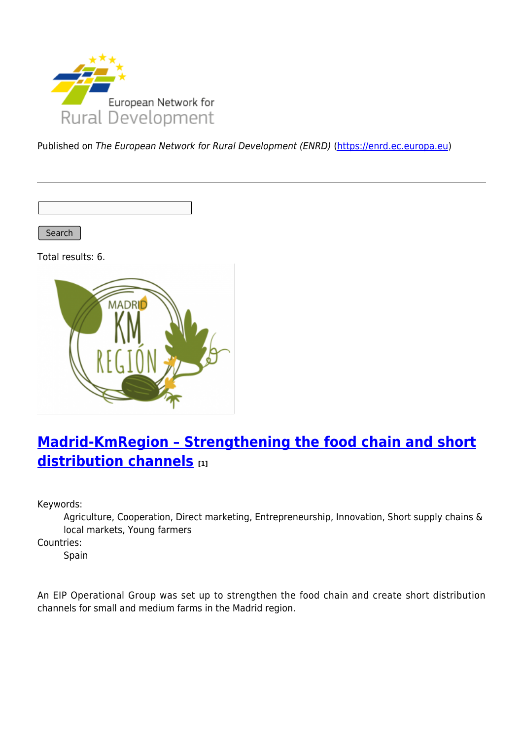Published on *The European Network for Rural Development (ENRD)* (https://enrd.ec.europa.eu)

Search

Total results: 6.

## Madrid-KmRegion – Strengthening the food chain and short distribution channels [1]

Keywords:
: Agriculture, Cooperation, Direct marketing, Entrepreneurship, Innovation, Short supply chains & local markets, Young farmers

Countries:
: Spain

An EIP Operational Group was set up to strengthen the food chain and create short distribution channels for small and medium farms in the Madrid region.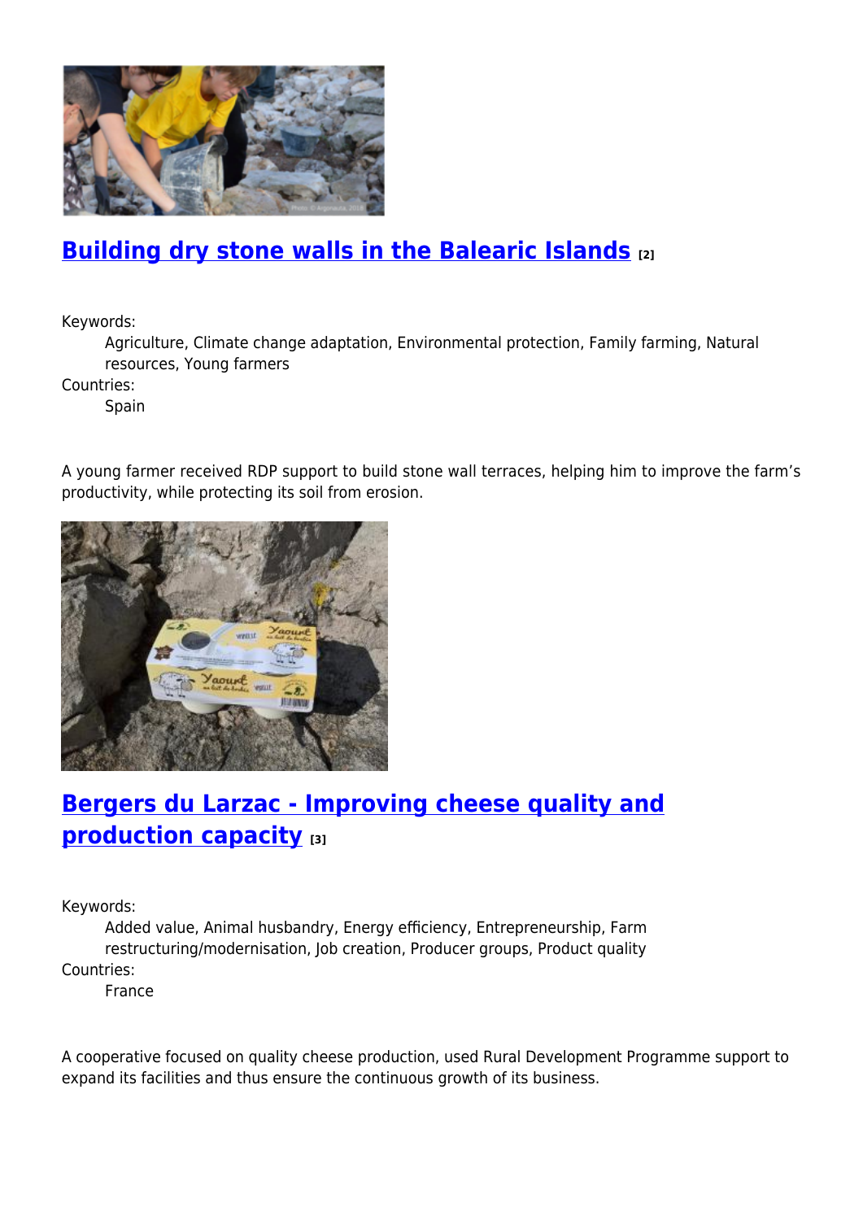## Building dry stone walls in the Balearic Islands [2]

Keywords:
: Agriculture, Climate change adaptation, Environmental protection, Family farming, Natural resources, Young farmers

Countries:
: Spain

A young farmer received RDP support to build stone wall terraces, helping him to improve the farm's productivity, while protecting its soil from erosion.

## Bergers du Larzac - Improving cheese quality and production capacity [3]

Keywords:
: Added value, Animal husbandry, Energy efficiency, Entrepreneurship, Farm restructuring/modernisation, Job creation, Producer groups, Product quality

Countries:
: France

A cooperative focused on quality cheese production, used Rural Development Programme support to expand its facilities and thus ensure the continuous growth of its business.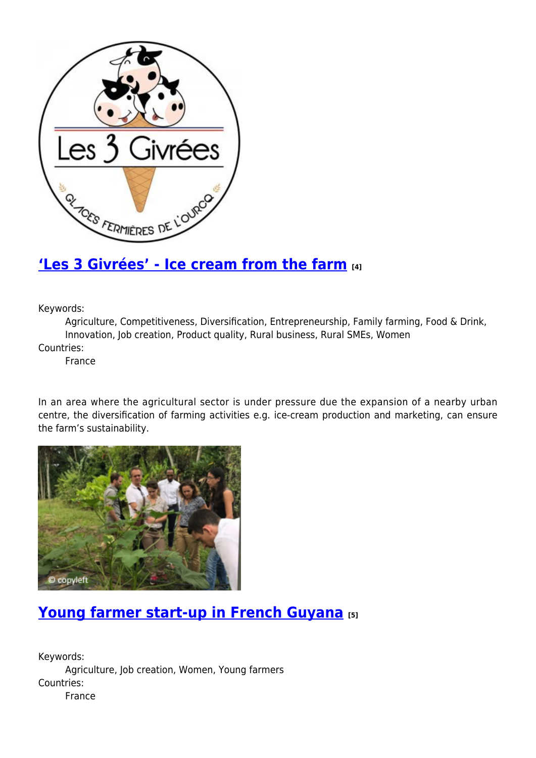## 'Les 3 Givrées' - Ice cream from the farm [4]

Keywords:

Agriculture, Competitiveness, Diversification, Entrepreneurship, Family farming, Food & Drink, Innovation, Job creation, Product quality, Rural business, Rural SMEs, Women

Countries:

France

In an area where the agricultural sector is under pressure due the expansion of a nearby urban centre, the diversification of farming activities e.g. ice-cream production and marketing, can ensure the farm's sustainability.

## Young farmer start-up in French Guyana [5]

Keywords:

Agriculture, Job creation, Women, Young farmers

Countries:

France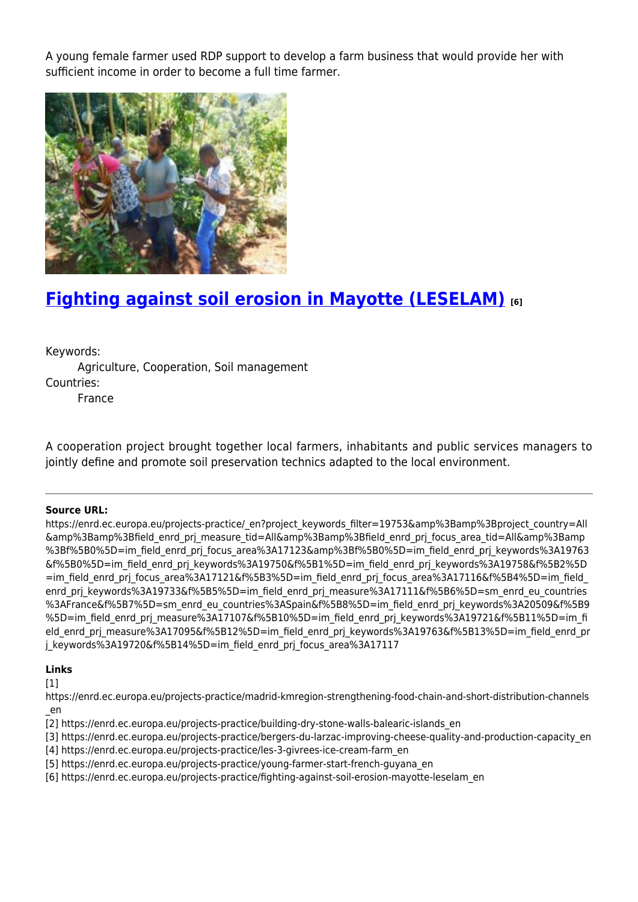A young female farmer used RDP support to develop a farm business that would provide her with sufficient income in order to become a full time farmer.

## [Fighting against soil erosion in Mayotte (LESELAM)](https://enrd.ec.europa.eu/projects-practice/fighting-against-soil-erosion-mayotte-leselam_en) [6]

Keywords:
  Agriculture, Cooperation, Soil management
Countries:
  France

A cooperation project brought together local farmers, inhabitants and public services managers to jointly define and promote soil preservation technics adapted to the local environment.

---

**Source URL:**
https://enrd.ec.europa.eu/projects-practice/_en?project_keywords_filter=19753&amp%3Bamp%3Bproject_country=All&amp%3Bamp%3Bfield_enrd_prj_measure_tid=All&amp%3Bamp%3Bfield_enrd_prj_focus_area_tid=All&amp%3Bamp%3Bf%5B0%5D=im_field_enrd_prj_focus_area%3A17123&amp%3Bf%5B0%5D=im_field_enrd_prj_keywords%3A19763&f%5B0%5D=im_field_enrd_prj_keywords%3A19750&f%5B1%5D=im_field_enrd_prj_keywords%3A19758&f%5B2%5D=im_field_enrd_prj_focus_area%3A17121&f%5B3%5D=im_field_enrd_prj_focus_area%3A17116&f%5B4%5D=im_field_enrd_prj_keywords%3A19733&f%5B5%5D=im_field_enrd_prj_measure%3A17111&f%5B6%5D=sm_enrd_eu_countries%3AFrance&f%5B7%5D=sm_enrd_eu_countries%3ASpain&f%5B8%5D=im_field_enrd_prj_keywords%3A20509&f%5B9%5D=im_field_enrd_prj_measure%3A17107&f%5B10%5D=im_field_enrd_prj_keywords%3A19721&f%5B11%5D=im_field_enrd_prj_measure%3A17095&f%5B12%5D=im_field_enrd_prj_keywords%3A19763&f%5B13%5D=im_field_enrd_prj_keywords%3A19720&f%5B14%5D=im_field_enrd_prj_focus_area%3A17117

**Links**

[1] https://enrd.ec.europa.eu/projects-practice/madrid-kmregion-strengthening-food-chain-and-short-distribution-channels_en
[2] https://enrd.ec.europa.eu/projects-practice/building-dry-stone-walls-balearic-islands_en
[3] https://enrd.ec.europa.eu/projects-practice/bergers-du-larzac-improving-cheese-quality-and-production-capacity_en
[4] https://enrd.ec.europa.eu/projects-practice/les-3-givrees-ice-cream-farm_en
[5] https://enrd.ec.europa.eu/projects-practice/young-farmer-start-french-guyana_en
[6] https://enrd.ec.europa.eu/projects-practice/fighting-against-soil-erosion-mayotte-leselam_en